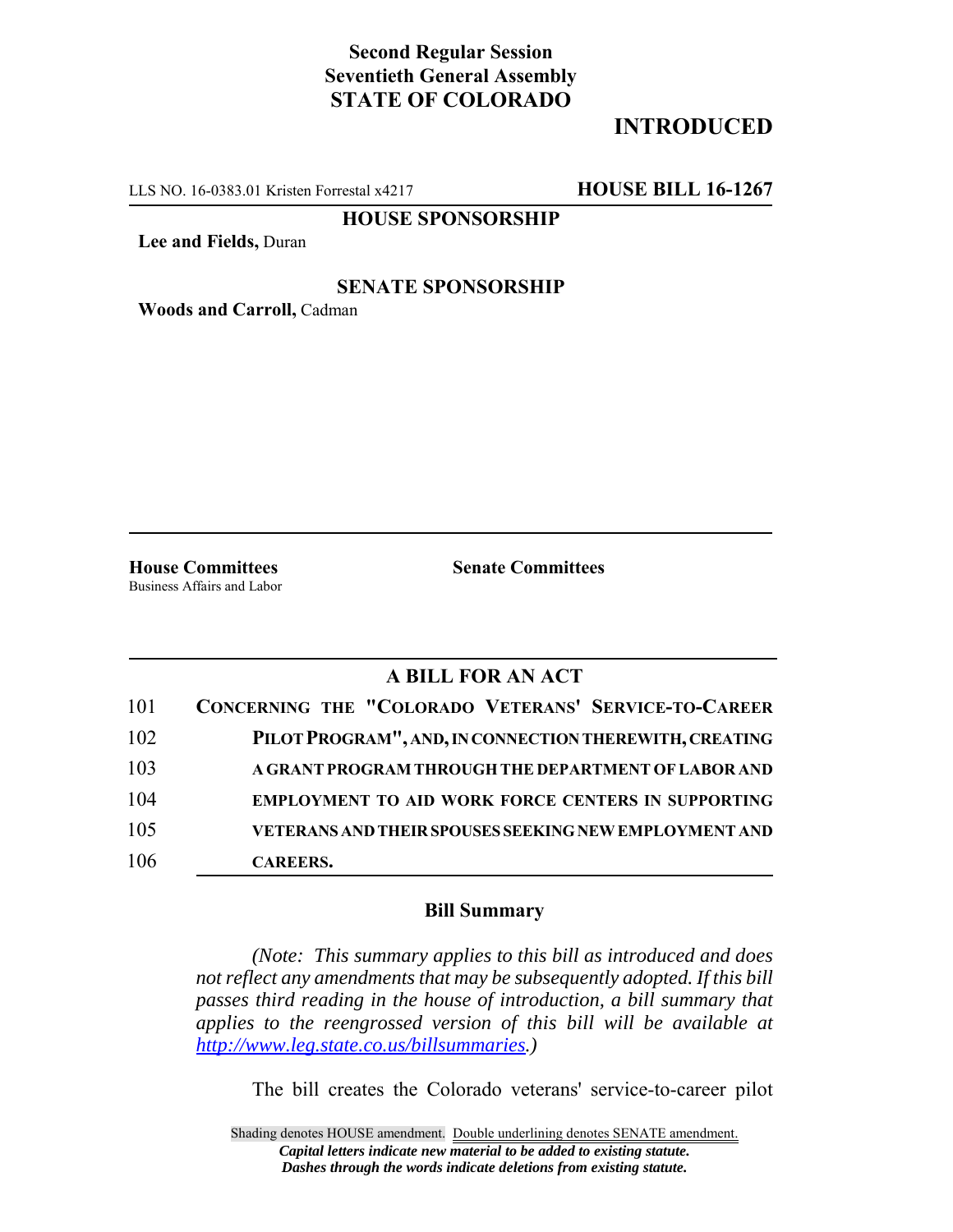**Second Regular Session**
**Seventieth General Assembly**
**STATE OF COLORADO**

# INTRODUCED

LLS NO. 16-0383.01 Kristen Forrestal x4217 **HOUSE BILL 16-1267**

**HOUSE SPONSORSHIP**

**Lee and Fields,** Duran

**SENATE SPONSORSHIP**

**Woods and Carroll,** Cadman

**House Committees**
Business Affairs and Labor

**Senate Committees**

## A BILL FOR AN ACT

101 **CONCERNING THE "COLORADO VETERANS' SERVICE-TO-CAREER**
102 **PILOT PROGRAM", AND, IN CONNECTION THEREWITH, CREATING**
103 **A GRANT PROGRAM THROUGH THE DEPARTMENT OF LABOR AND**
104 **EMPLOYMENT TO AID WORK FORCE CENTERS IN SUPPORTING**
105 **VETERANS AND THEIR SPOUSES SEEKING NEW EMPLOYMENT AND**
106 **CAREERS.**

### Bill Summary

*(Note: This summary applies to this bill as introduced and does not reflect any amendments that may be subsequently adopted. If this bill passes third reading in the house of introduction, a bill summary that applies to the reengrossed version of this bill will be available at http://www.leg.state.co.us/billsummaries.)*

The bill creates the Colorado veterans' service-to-career pilot

Shading denotes HOUSE amendment. Double underlining denotes SENATE amendment.
*Capital letters indicate new material to be added to existing statute.*
*Dashes through the words indicate deletions from existing statute.*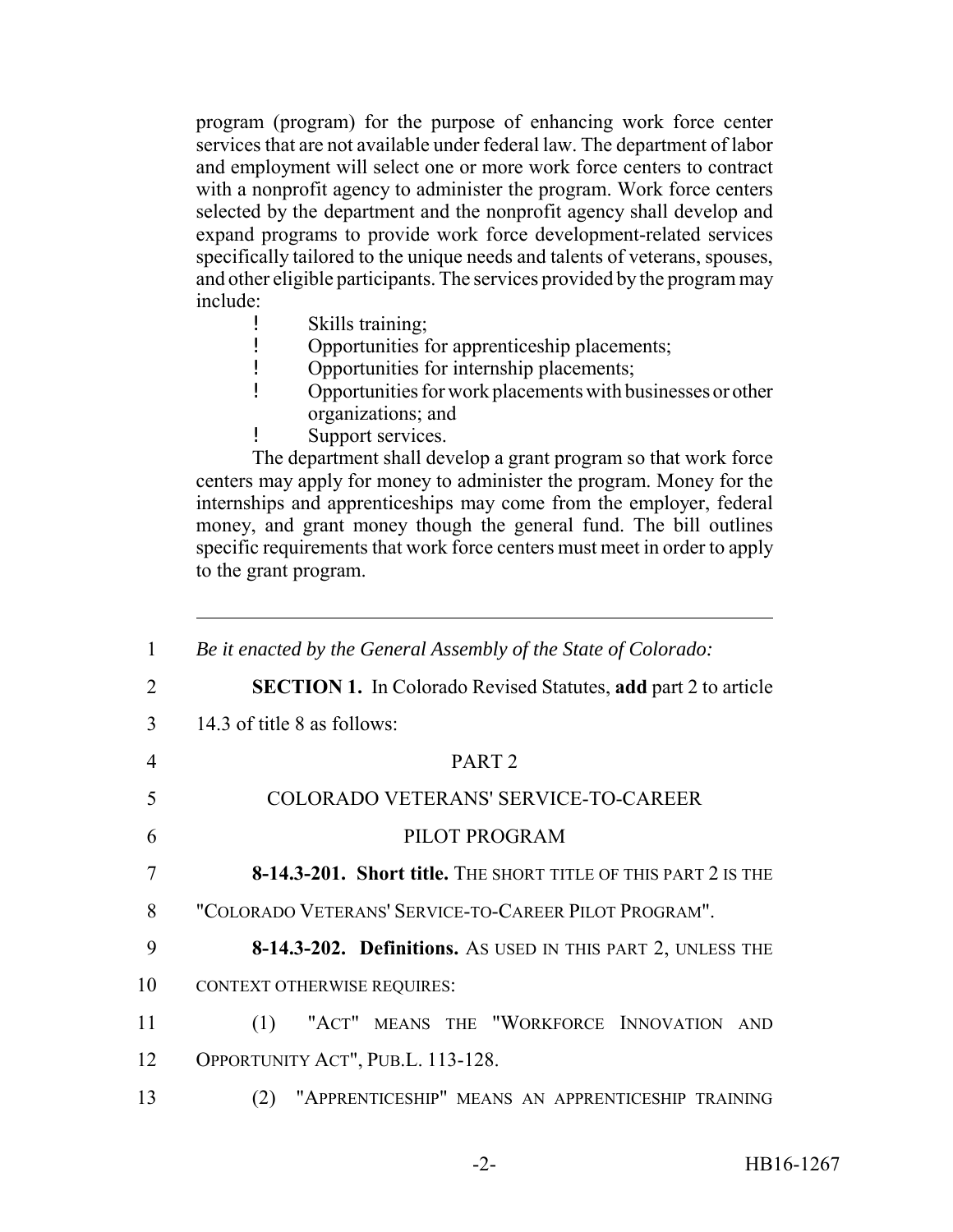program (program) for the purpose of enhancing work force center services that are not available under federal law. The department of labor and employment will select one or more work force centers to contract with a nonprofit agency to administer the program. Work force centers selected by the department and the nonprofit agency shall develop and expand programs to provide work force development-related services specifically tailored to the unique needs and talents of veterans, spouses, and other eligible participants. The services provided by the program may include:

- Skills training;
- Opportunities for apprenticeship placements;
- Opportunities for internship placements;
- Opportunities for work placements with businesses or other organizations; and
- Support services.

The department shall develop a grant program so that work force centers may apply for money to administer the program. Money for the internships and apprenticeships may come from the employer, federal money, and grant money though the general fund. The bill outlines specific requirements that work force centers must meet in order to apply to the grant program.

---

1 *Be it enacted by the General Assembly of the State of Colorado:*

2 **SECTION 1.** In Colorado Revised Statutes, **add** part 2 to article
3 14.3 of title 8 as follows:

4 PART 2

5 COLORADO VETERANS' SERVICE-TO-CAREER

6 PILOT PROGRAM

7 **8-14.3-201. Short title.** THE SHORT TITLE OF THIS PART 2 IS THE
8 "COLORADO VETERANS' SERVICE-TO-CAREER PILOT PROGRAM".

9 **8-14.3-202. Definitions.** AS USED IN THIS PART 2, UNLESS THE
10 CONTEXT OTHERWISE REQUIRES:

11 (1) "ACT" MEANS THE "WORKFORCE INNOVATION AND
12 OPPORTUNITY ACT", PUB.L. 113-128.

13 (2) "APPRENTICESHIP" MEANS AN APPRENTICESHIP TRAINING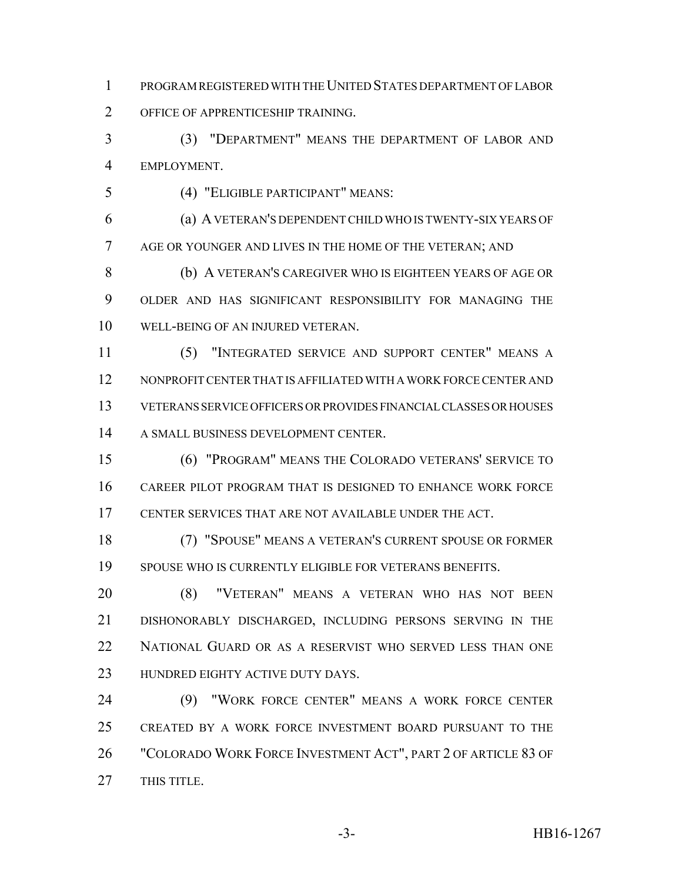PROGRAM REGISTERED WITH THE UNITED STATES DEPARTMENT OF LABOR OFFICE OF APPRENTICESHIP TRAINING.

(3) "DEPARTMENT" MEANS THE DEPARTMENT OF LABOR AND EMPLOYMENT.

(4) "ELIGIBLE PARTICIPANT" MEANS:

(a) A VETERAN'S DEPENDENT CHILD WHO IS TWENTY-SIX YEARS OF AGE OR YOUNGER AND LIVES IN THE HOME OF THE VETERAN; AND

(b) A VETERAN'S CAREGIVER WHO IS EIGHTEEN YEARS OF AGE OR OLDER AND HAS SIGNIFICANT RESPONSIBILITY FOR MANAGING THE WELL-BEING OF AN INJURED VETERAN.

(5) "INTEGRATED SERVICE AND SUPPORT CENTER" MEANS A NONPROFIT CENTER THAT IS AFFILIATED WITH A WORK FORCE CENTER AND VETERANS SERVICE OFFICERS OR PROVIDES FINANCIAL CLASSES OR HOUSES A SMALL BUSINESS DEVELOPMENT CENTER.

(6) "PROGRAM" MEANS THE COLORADO VETERANS' SERVICE TO CAREER PILOT PROGRAM THAT IS DESIGNED TO ENHANCE WORK FORCE CENTER SERVICES THAT ARE NOT AVAILABLE UNDER THE ACT.

(7) "SPOUSE" MEANS A VETERAN'S CURRENT SPOUSE OR FORMER SPOUSE WHO IS CURRENTLY ELIGIBLE FOR VETERANS BENEFITS.

(8) "VETERAN" MEANS A VETERAN WHO HAS NOT BEEN DISHONORABLY DISCHARGED, INCLUDING PERSONS SERVING IN THE NATIONAL GUARD OR AS A RESERVIST WHO SERVED LESS THAN ONE HUNDRED EIGHTY ACTIVE DUTY DAYS.

(9) "WORK FORCE CENTER" MEANS A WORK FORCE CENTER CREATED BY A WORK FORCE INVESTMENT BOARD PURSUANT TO THE "COLORADO WORK FORCE INVESTMENT ACT", PART 2 OF ARTICLE 83 OF THIS TITLE.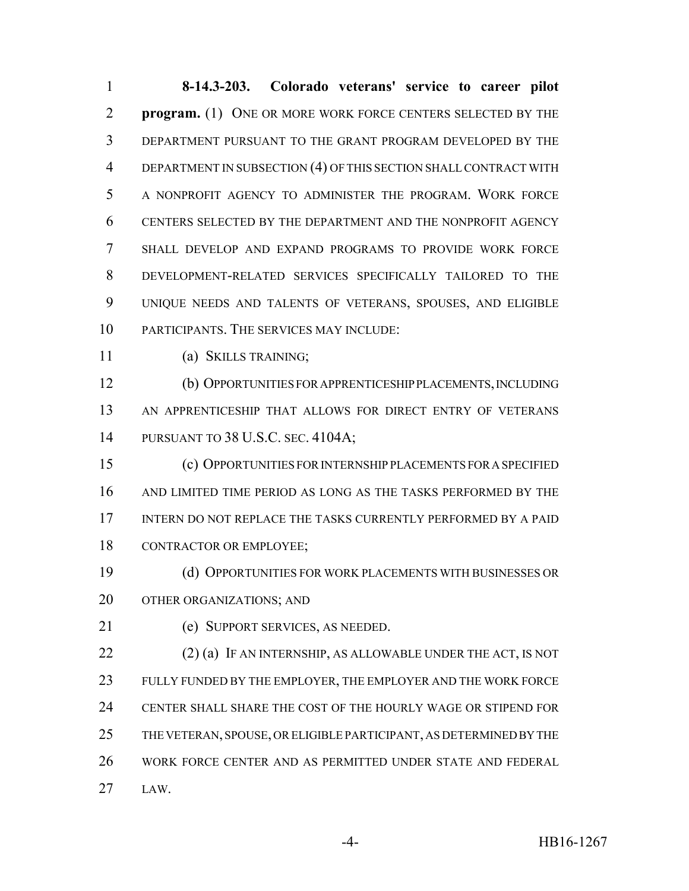**8-14.3-203. Colorado veterans' service to career pilot program.** (1) ONE OR MORE WORK FORCE CENTERS SELECTED BY THE DEPARTMENT PURSUANT TO THE GRANT PROGRAM DEVELOPED BY THE DEPARTMENT IN SUBSECTION (4) OF THIS SECTION SHALL CONTRACT WITH A NONPROFIT AGENCY TO ADMINISTER THE PROGRAM. WORK FORCE CENTERS SELECTED BY THE DEPARTMENT AND THE NONPROFIT AGENCY SHALL DEVELOP AND EXPAND PROGRAMS TO PROVIDE WORK FORCE DEVELOPMENT-RELATED SERVICES SPECIFICALLY TAILORED TO THE UNIQUE NEEDS AND TALENTS OF VETERANS, SPOUSES, AND ELIGIBLE PARTICIPANTS. THE SERVICES MAY INCLUDE:

(a) SKILLS TRAINING;

(b) OPPORTUNITIES FOR APPRENTICESHIP PLACEMENTS, INCLUDING AN APPRENTICESHIP THAT ALLOWS FOR DIRECT ENTRY OF VETERANS PURSUANT TO 38 U.S.C. SEC. 4104A;

(c) OPPORTUNITIES FOR INTERNSHIP PLACEMENTS FOR A SPECIFIED AND LIMITED TIME PERIOD AS LONG AS THE TASKS PERFORMED BY THE INTERN DO NOT REPLACE THE TASKS CURRENTLY PERFORMED BY A PAID CONTRACTOR OR EMPLOYEE;

(d) OPPORTUNITIES FOR WORK PLACEMENTS WITH BUSINESSES OR OTHER ORGANIZATIONS; AND

(e) SUPPORT SERVICES, AS NEEDED.

(2) (a) IF AN INTERNSHIP, AS ALLOWABLE UNDER THE ACT, IS NOT FULLY FUNDED BY THE EMPLOYER, THE EMPLOYER AND THE WORK FORCE CENTER SHALL SHARE THE COST OF THE HOURLY WAGE OR STIPEND FOR THE VETERAN, SPOUSE, OR ELIGIBLE PARTICIPANT, AS DETERMINED BY THE WORK FORCE CENTER AND AS PERMITTED UNDER STATE AND FEDERAL LAW.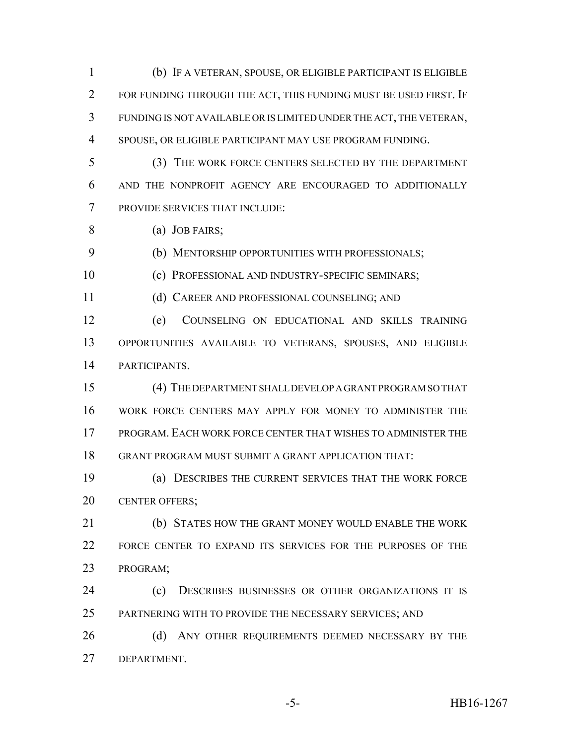(b) IF A VETERAN, SPOUSE, OR ELIGIBLE PARTICIPANT IS ELIGIBLE FOR FUNDING THROUGH THE ACT, THIS FUNDING MUST BE USED FIRST. IF FUNDING IS NOT AVAILABLE OR IS LIMITED UNDER THE ACT, THE VETERAN, SPOUSE, OR ELIGIBLE PARTICIPANT MAY USE PROGRAM FUNDING.

(3) THE WORK FORCE CENTERS SELECTED BY THE DEPARTMENT AND THE NONPROFIT AGENCY ARE ENCOURAGED TO ADDITIONALLY PROVIDE SERVICES THAT INCLUDE:

(a) JOB FAIRS;

(b) MENTORSHIP OPPORTUNITIES WITH PROFESSIONALS;

(c) PROFESSIONAL AND INDUSTRY-SPECIFIC SEMINARS;

(d) CAREER AND PROFESSIONAL COUNSELING; AND

(e) COUNSELING ON EDUCATIONAL AND SKILLS TRAINING OPPORTUNITIES AVAILABLE TO VETERANS, SPOUSES, AND ELIGIBLE PARTICIPANTS.

(4) THE DEPARTMENT SHALL DEVELOP A GRANT PROGRAM SO THAT WORK FORCE CENTERS MAY APPLY FOR MONEY TO ADMINISTER THE PROGRAM. EACH WORK FORCE CENTER THAT WISHES TO ADMINISTER THE GRANT PROGRAM MUST SUBMIT A GRANT APPLICATION THAT:

(a) DESCRIBES THE CURRENT SERVICES THAT THE WORK FORCE CENTER OFFERS;

(b) STATES HOW THE GRANT MONEY WOULD ENABLE THE WORK FORCE CENTER TO EXPAND ITS SERVICES FOR THE PURPOSES OF THE PROGRAM;

(c) DESCRIBES BUSINESSES OR OTHER ORGANIZATIONS IT IS PARTNERING WITH TO PROVIDE THE NECESSARY SERVICES; AND

(d) ANY OTHER REQUIREMENTS DEEMED NECESSARY BY THE DEPARTMENT.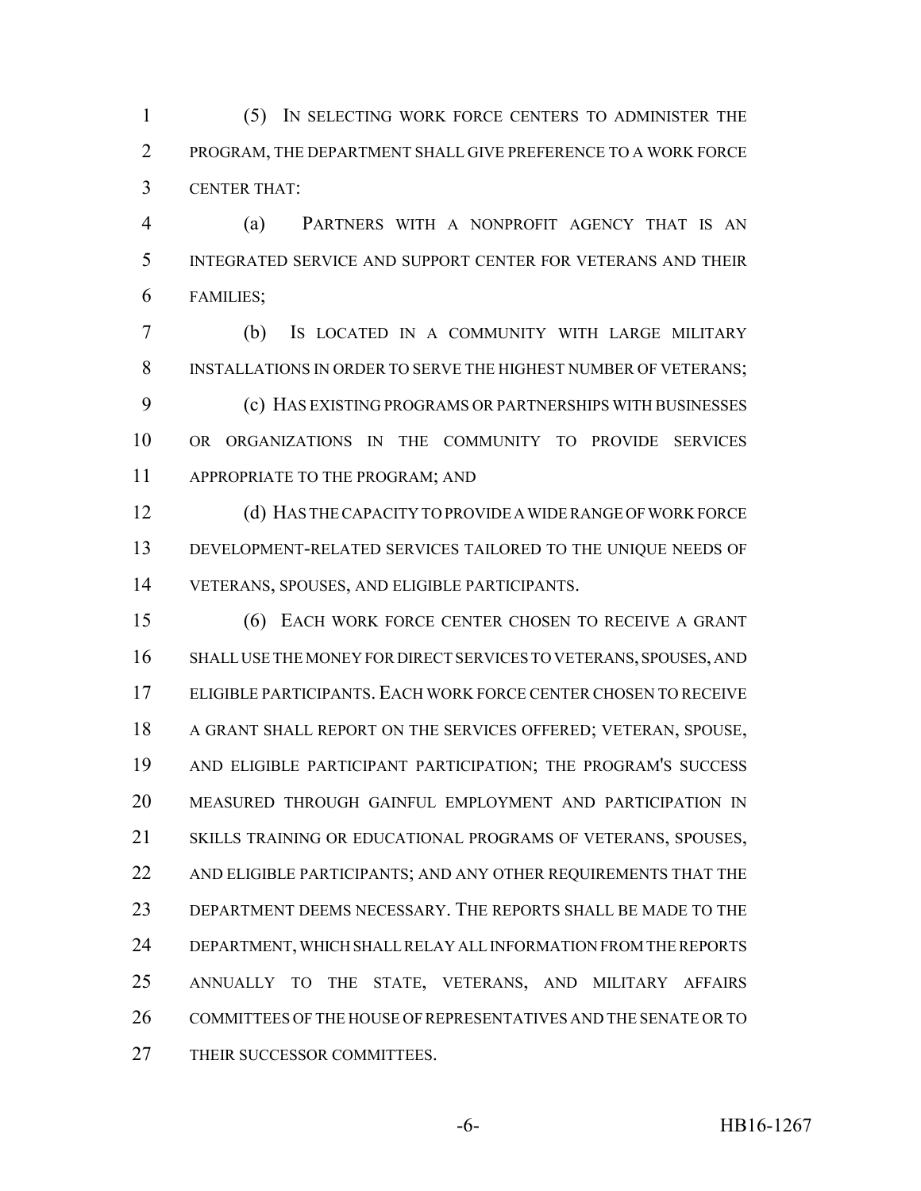(5) IN SELECTING WORK FORCE CENTERS TO ADMINISTER THE PROGRAM, THE DEPARTMENT SHALL GIVE PREFERENCE TO A WORK FORCE CENTER THAT:

(a) PARTNERS WITH A NONPROFIT AGENCY THAT IS AN INTEGRATED SERVICE AND SUPPORT CENTER FOR VETERANS AND THEIR FAMILIES;

(b) IS LOCATED IN A COMMUNITY WITH LARGE MILITARY INSTALLATIONS IN ORDER TO SERVE THE HIGHEST NUMBER OF VETERANS;

(c) HAS EXISTING PROGRAMS OR PARTNERSHIPS WITH BUSINESSES OR ORGANIZATIONS IN THE COMMUNITY TO PROVIDE SERVICES APPROPRIATE TO THE PROGRAM; AND

(d) HAS THE CAPACITY TO PROVIDE A WIDE RANGE OF WORK FORCE DEVELOPMENT-RELATED SERVICES TAILORED TO THE UNIQUE NEEDS OF VETERANS, SPOUSES, AND ELIGIBLE PARTICIPANTS.

(6) EACH WORK FORCE CENTER CHOSEN TO RECEIVE A GRANT SHALL USE THE MONEY FOR DIRECT SERVICES TO VETERANS, SPOUSES, AND ELIGIBLE PARTICIPANTS. EACH WORK FORCE CENTER CHOSEN TO RECEIVE A GRANT SHALL REPORT ON THE SERVICES OFFERED; VETERAN, SPOUSE, AND ELIGIBLE PARTICIPANT PARTICIPATION; THE PROGRAM'S SUCCESS MEASURED THROUGH GAINFUL EMPLOYMENT AND PARTICIPATION IN SKILLS TRAINING OR EDUCATIONAL PROGRAMS OF VETERANS, SPOUSES, AND ELIGIBLE PARTICIPANTS; AND ANY OTHER REQUIREMENTS THAT THE DEPARTMENT DEEMS NECESSARY. THE REPORTS SHALL BE MADE TO THE DEPARTMENT, WHICH SHALL RELAY ALL INFORMATION FROM THE REPORTS ANNUALLY TO THE STATE, VETERANS, AND MILITARY AFFAIRS COMMITTEES OF THE HOUSE OF REPRESENTATIVES AND THE SENATE OR TO THEIR SUCCESSOR COMMITTEES.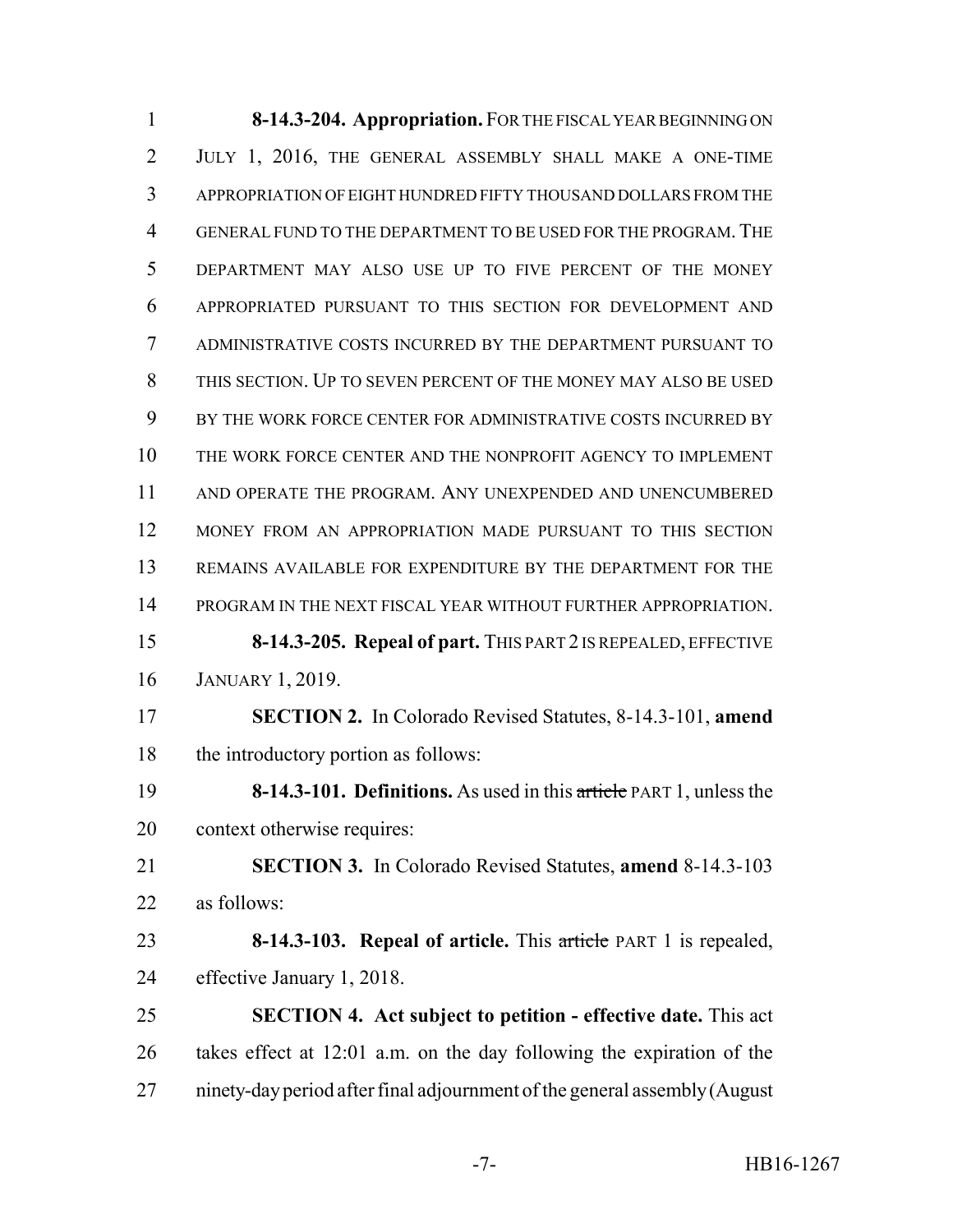**8-14.3-204. Appropriation.** FOR THE FISCAL YEAR BEGINNING ON JULY 1, 2016, THE GENERAL ASSEMBLY SHALL MAKE A ONE-TIME APPROPRIATION OF EIGHT HUNDRED FIFTY THOUSAND DOLLARS FROM THE GENERAL FUND TO THE DEPARTMENT TO BE USED FOR THE PROGRAM. THE DEPARTMENT MAY ALSO USE UP TO FIVE PERCENT OF THE MONEY APPROPRIATED PURSUANT TO THIS SECTION FOR DEVELOPMENT AND ADMINISTRATIVE COSTS INCURRED BY THE DEPARTMENT PURSUANT TO THIS SECTION. UP TO SEVEN PERCENT OF THE MONEY MAY ALSO BE USED BY THE WORK FORCE CENTER FOR ADMINISTRATIVE COSTS INCURRED BY THE WORK FORCE CENTER AND THE NONPROFIT AGENCY TO IMPLEMENT AND OPERATE THE PROGRAM. ANY UNEXPENDED AND UNENCUMBERED MONEY FROM AN APPROPRIATION MADE PURSUANT TO THIS SECTION REMAINS AVAILABLE FOR EXPENDITURE BY THE DEPARTMENT FOR THE PROGRAM IN THE NEXT FISCAL YEAR WITHOUT FURTHER APPROPRIATION.

**8-14.3-205. Repeal of part.** THIS PART 2 IS REPEALED, EFFECTIVE JANUARY 1, 2019.

**SECTION 2.** In Colorado Revised Statutes, 8-14.3-101, **amend** the introductory portion as follows:

**8-14.3-101. Definitions.** As used in this ~~article~~ PART 1, unless the context otherwise requires:

**SECTION 3.** In Colorado Revised Statutes, **amend** 8-14.3-103 as follows:

**8-14.3-103. Repeal of article.** This ~~article~~ PART 1 is repealed, effective January 1, 2018.

**SECTION 4. Act subject to petition - effective date.** This act takes effect at 12:01 a.m. on the day following the expiration of the ninety-day period after final adjournment of the general assembly (August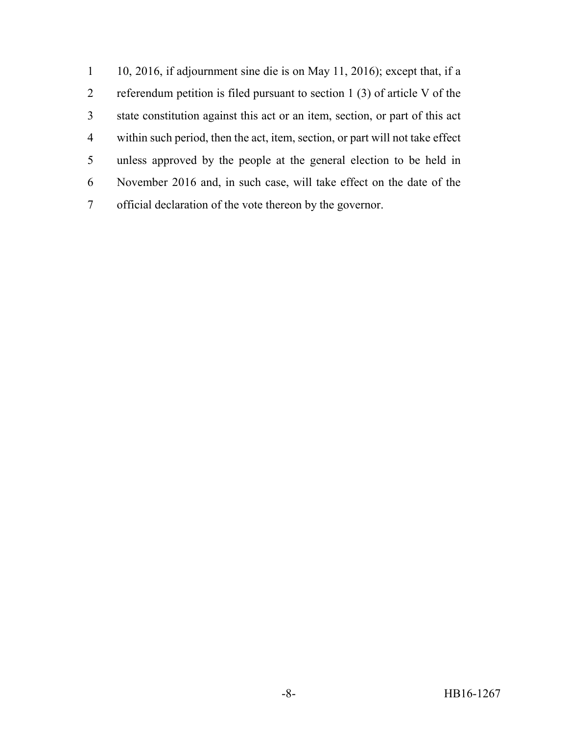10, 2016, if adjournment sine die is on May 11, 2016); except that, if a referendum petition is filed pursuant to section 1 (3) of article V of the state constitution against this act or an item, section, or part of this act within such period, then the act, item, section, or part will not take effect unless approved by the people at the general election to be held in November 2016 and, in such case, will take effect on the date of the official declaration of the vote thereon by the governor.